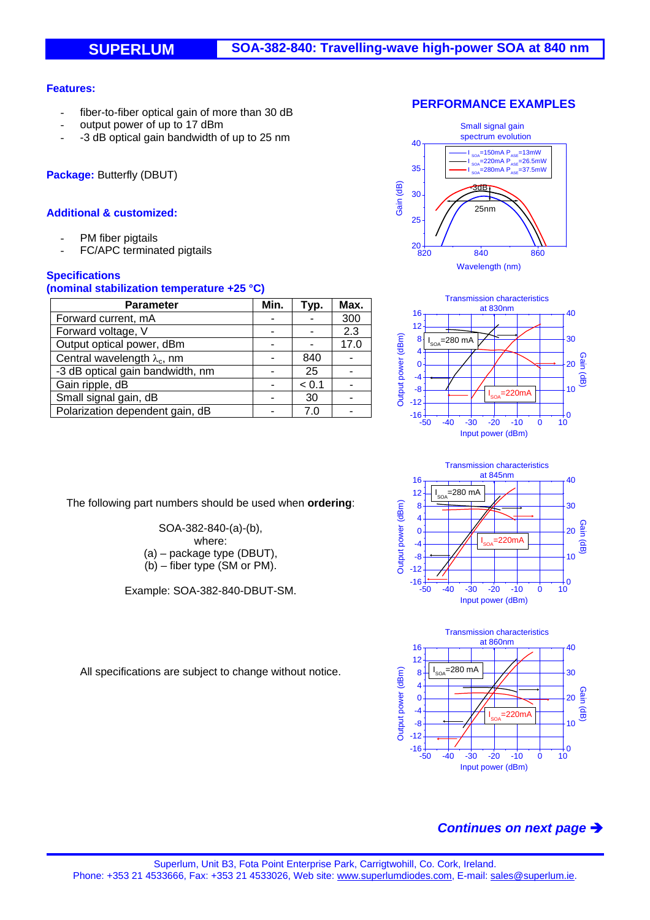# SUPERLUM

## SOA-382-840: Travelling-wave high-power SOA at 840 nm

**Features:**

- fiber-to-fiber optical gain of more than 30 dB
- output power of up to 17 dBm
- -3 dB optical gain bandwidth of up to 25 nm

**Package:** Butterfly (DBUT)

**Additional & customized:**

- PM fiber pigtails
- FC/APC terminated pigtails

**Specifications**
**(nominal stabilization temperature +25 °C)**

| Parameter | Min. | Typ. | Max. |
|---|---|---|---|
| Forward current, mA | - | - | 300 |
| Forward voltage, V | - | - | 2.3 |
| Output optical power, dBm | - | - | 17.0 |
| Central wavelength $\lambda_c$, nm | - | 840 | - |
| -3 dB optical gain bandwidth, nm | - | 25 | - |
| Gain ripple, dB | - | < 0.1 | - |
| Small signal gain, dB | - | 30 | - |
| Polarization dependent gain, dB | - | 7.0 | - |

The following part numbers should be used when **ordering**:

SOA-382-840-(a)-(b),
where:
(a) – package type (DBUT),
(b) – fiber type (SM or PM).

Example: SOA-382-840-DBUT-SM.

All specifications are subject to change without notice.

**PERFORMANCE EXAMPLES**

Small signal gain spectrum evolution

Transmission characteristics at 830nm

Transmission characteristics at 845nm

Transmission characteristics at 860nm

***Continues on next page ➔***

Superlum, Unit B3, Fota Point Enterprise Park, Carrigtwohill, Co. Cork, Ireland.
Phone: +353 21 4533666, Fax: +353 21 4533026, Web site: www.superlumdiodes.com, E-mail: sales@superlum.ie.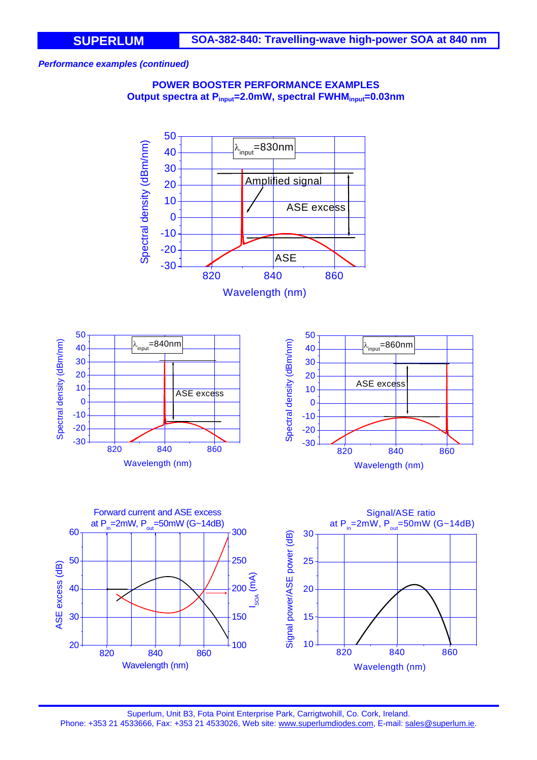*Performance examples (continued)*

**POWER BOOSTER PERFORMANCE EXAMPLES**
**Output spectra at $P_{input}$=2.0mW, spectral $FWHM_{input}$=0.03nm**

$\lambda_{input}$=830nm

Amplified signal

ASE excess

ASE

Spectral density (dBm/nm)

50
40
30
20
10
0
-10
-20
-30

820
840
860

Wavelength (nm)

$\lambda_{input}$=840nm

ASE excess

Spectral density (dBm/nm)

50
40
30
20
10
0
-10
-20
-30

820
840
860

Wavelength (nm)

$\lambda_{input}$=860nm

ASE excess

Spectral density (dBm/nm)

50
40
30
20
10
0
-10
-20
-30

820
840
860

Wavelength (nm)

Forward current and ASE excess
at $P_{in}$=2mW, $P_{out}$=50mW (G~14dB)

ASE excess (dB)

60
50
40
30
20

$I_{SOA}$ (mA)

300
250
200
150
100

820
840
860

Wavelength (nm)

Signal/ASE ratio
at $P_{in}$=2mW, $P_{out}$=50mW (G~14dB)

Signal power/ASE power (dB)

30
25
20
15
10

820
840
860

Wavelength (nm)